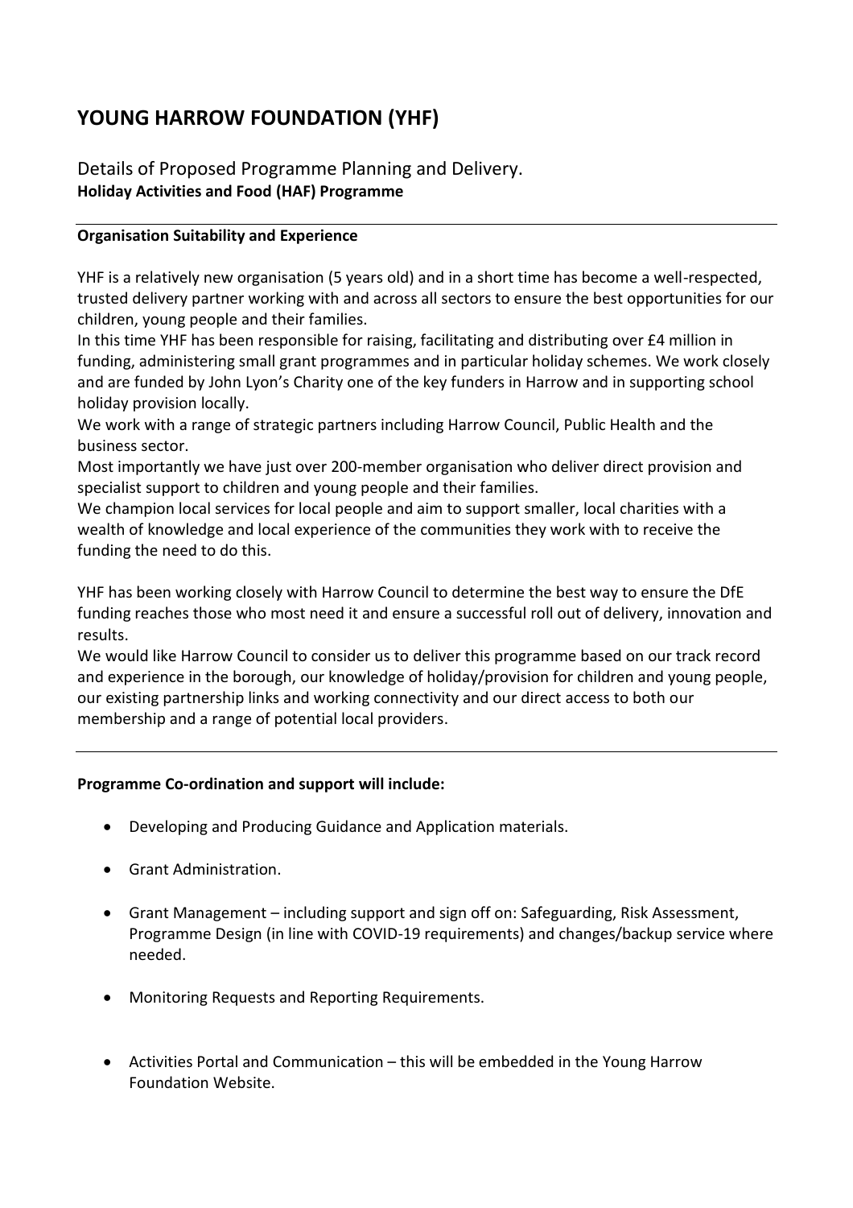# YOUNG HARROW FOUNDATION (YHF)

## Details of Proposed Programme Planning and Delivery.
**Holiday Activities and Food (HAF) Programme**

---

**Organisation Suitability and Experience**

YHF is a relatively new organisation (5 years old) and in a short time has become a well-respected, trusted delivery partner working with and across all sectors to ensure the best opportunities for our children, young people and their families.
In this time YHF has been responsible for raising, facilitating and distributing over £4 million in funding, administering small grant programmes and in particular holiday schemes. We work closely and are funded by John Lyon's Charity one of the key funders in Harrow and in supporting school holiday provision locally.
We work with a range of strategic partners including Harrow Council, Public Health and the business sector.
Most importantly we have just over 200-member organisation who deliver direct provision and specialist support to children and young people and their families.
We champion local services for local people and aim to support smaller, local charities with a wealth of knowledge and local experience of the communities they work with to receive the funding the need to do this.

YHF has been working closely with Harrow Council to determine the best way to ensure the DfE funding reaches those who most need it and ensure a successful roll out of delivery, innovation and results.
We would like Harrow Council to consider us to deliver this programme based on our track record and experience in the borough, our knowledge of holiday/provision for children and young people, our existing partnership links and working connectivity and our direct access to both our membership and a range of potential local providers.

---

**Programme Co-ordination and support will include:**

- Developing and Producing Guidance and Application materials.
- Grant Administration.
- Grant Management – including support and sign off on: Safeguarding, Risk Assessment, Programme Design (in line with COVID-19 requirements) and changes/backup service where needed.
- Monitoring Requests and Reporting Requirements.
- Activities Portal and Communication – this will be embedded in the Young Harrow Foundation Website.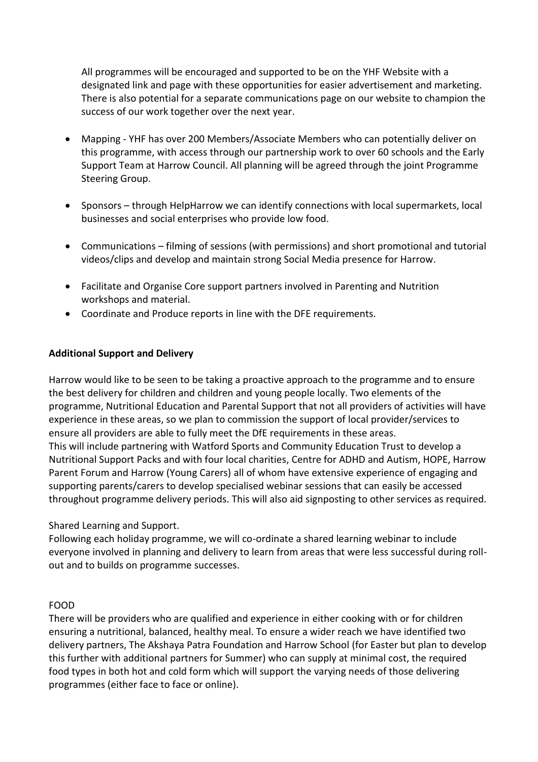All programmes will be encouraged and supported to be on the YHF Website with a designated link and page with these opportunities for easier advertisement and marketing. There is also potential for a separate communications page on our website to champion the success of our work together over the next year.

- Mapping - YHF has over 200 Members/Associate Members who can potentially deliver on this programme, with access through our partnership work to over 60 schools and the Early Support Team at Harrow Council. All planning will be agreed through the joint Programme Steering Group.

- Sponsors – through HelpHarrow we can identify connections with local supermarkets, local businesses and social enterprises who provide low food.

- Communications – filming of sessions (with permissions) and short promotional and tutorial videos/clips and develop and maintain strong Social Media presence for Harrow.

- Facilitate and Organise Core support partners involved in Parenting and Nutrition workshops and material.
- Coordinate and Produce reports in line with the DFE requirements.

**Additional Support and Delivery**

Harrow would like to be seen to be taking a proactive approach to the programme and to ensure the best delivery for children and children and young people locally. Two elements of the programme, Nutritional Education and Parental Support that not all providers of activities will have experience in these areas, so we plan to commission the support of local provider/services to ensure all providers are able to fully meet the DfE requirements in these areas.
This will include partnering with Watford Sports and Community Education Trust to develop a Nutritional Support Packs and with four local charities, Centre for ADHD and Autism, HOPE, Harrow Parent Forum and Harrow (Young Carers) all of whom have extensive experience of engaging and supporting parents/carers to develop specialised webinar sessions that can easily be accessed throughout programme delivery periods. This will also aid signposting to other services as required.

Shared Learning and Support.
Following each holiday programme, we will co-ordinate a shared learning webinar to include everyone involved in planning and delivery to learn from areas that were less successful during roll-out and to builds on programme successes.

FOOD
There will be providers who are qualified and experience in either cooking with or for children ensuring a nutritional, balanced, healthy meal. To ensure a wider reach we have identified two delivery partners, The Akshaya Patra Foundation and Harrow School (for Easter but plan to develop this further with additional partners for Summer) who can supply at minimal cost, the required food types in both hot and cold form which will support the varying needs of those delivering programmes (either face to face or online).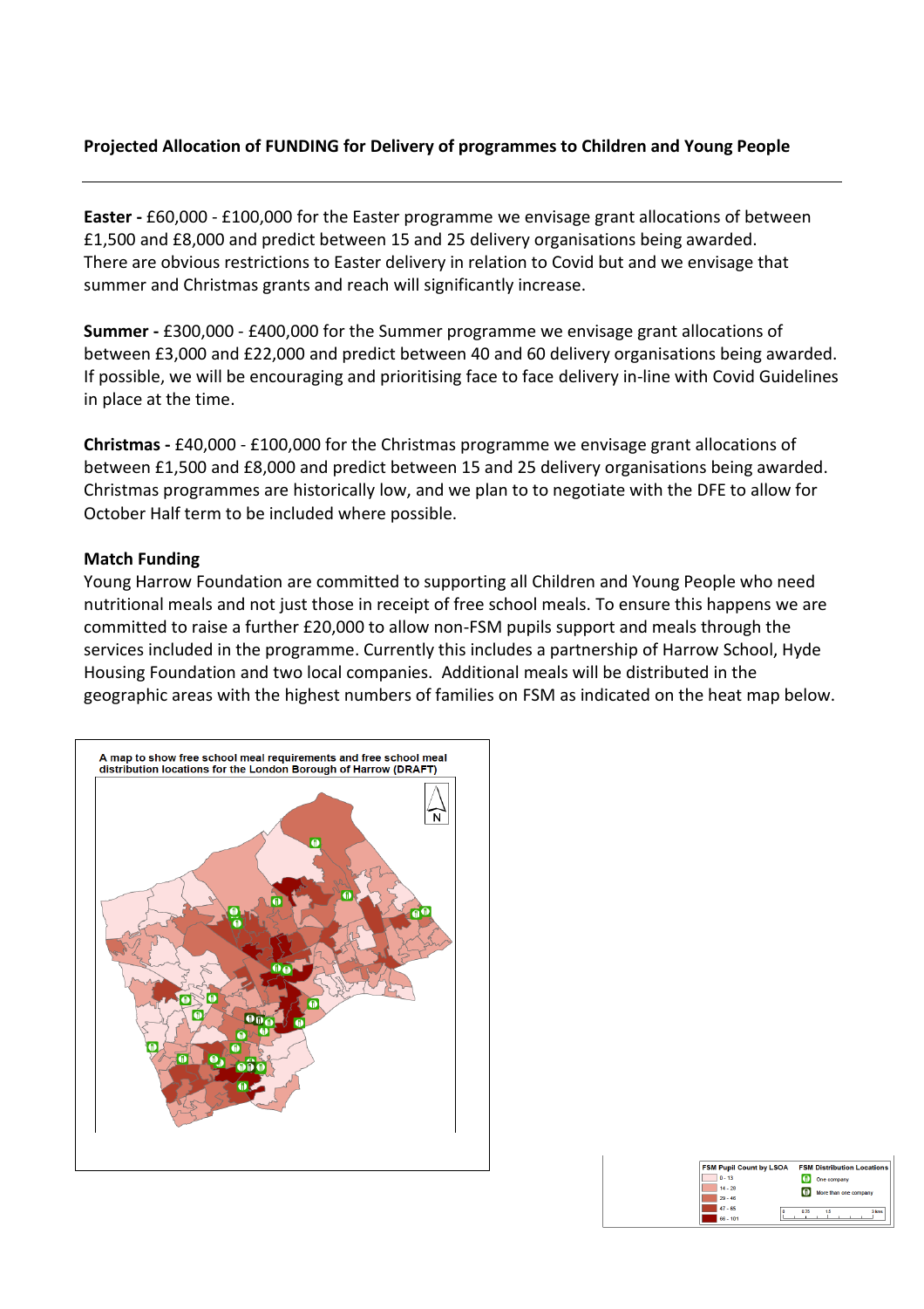**Projected Allocation of FUNDING for Delivery of programmes to Children and Young People**

---

**Easter -** £60,000 - £100,000 for the Easter programme we envisage grant allocations of between £1,500 and £8,000 and predict between 15 and 25 delivery organisations being awarded. There are obvious restrictions to Easter delivery in relation to Covid but and we envisage that summer and Christmas grants and reach will significantly increase.

**Summer -** £300,000 - £400,000 for the Summer programme we envisage grant allocations of between £3,000 and £22,000 and predict between 40 and 60 delivery organisations being awarded. If possible, we will be encouraging and prioritising face to face delivery in-line with Covid Guidelines in place at the time.

**Christmas -** £40,000 - £100,000 for the Christmas programme we envisage grant allocations of between £1,500 and £8,000 and predict between 15 and 25 delivery organisations being awarded. Christmas programmes are historically low, and we plan to to negotiate with the DFE to allow for October Half term to be included where possible.

**Match Funding**

Young Harrow Foundation are committed to supporting all Children and Young People who need nutritional meals and not just those in receipt of free school meals. To ensure this happens we are committed to raise a further £20,000 to allow non-FSM pupils support and meals through the services included in the programme. Currently this includes a partnership of Harrow School, Hyde Housing Foundation and two local companies. Additional meals will be distributed in the geographic areas with the highest numbers of families on FSM as indicated on the heat map below.

A map to show free school meal requirements and free school meal distribution locations for the London Borough of Harrow (DRAFT)

| FSM Pupil Count by LSOA | FSM Distribution Locations |
| --- | --- |
| 0 - 13 | One company |
| 14 - 28 | More than one company |
| 29 - 46 | |
| 47 - 65 | |
| 66 - 101 | |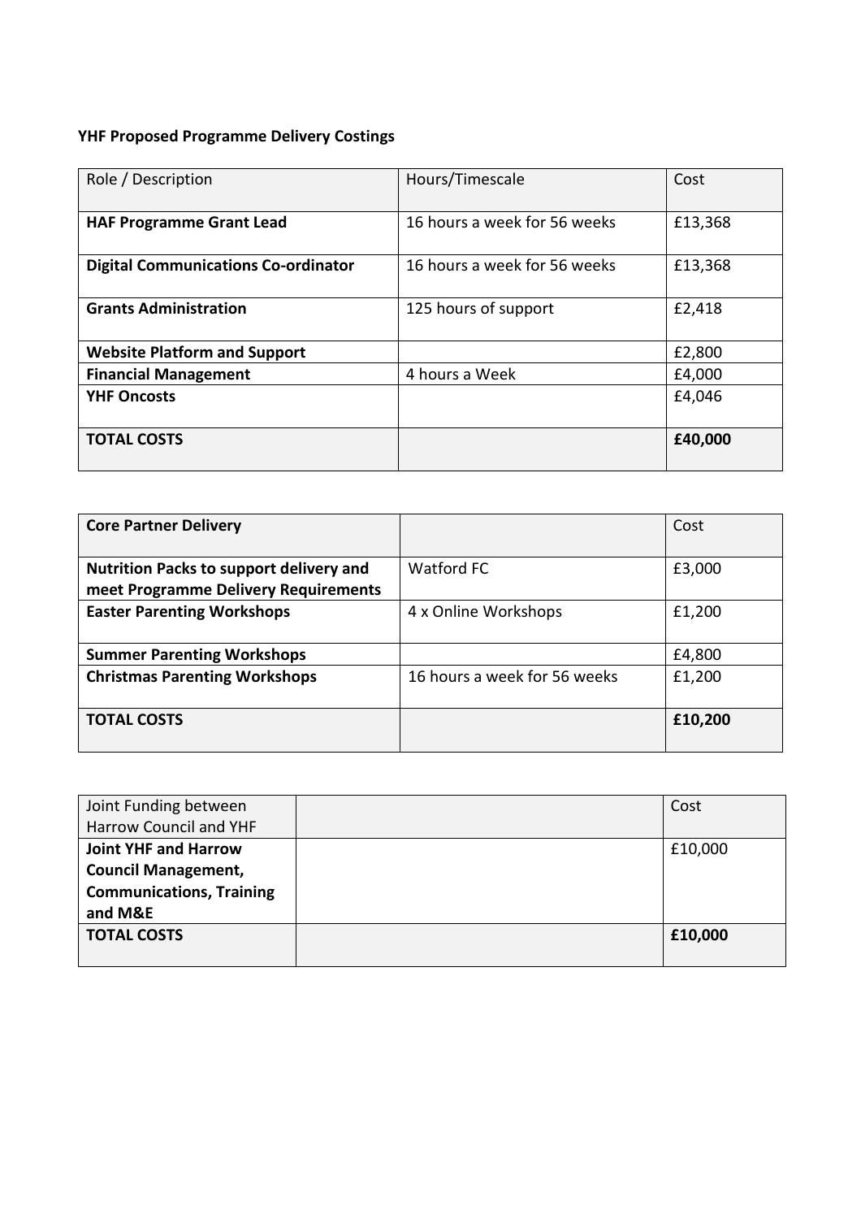**YHF Proposed Programme Delivery Costings**

| Role / Description | Hours/Timescale | Cost |
|---|---|---|
| **HAF Programme Grant Lead** | 16 hours a week for 56 weeks | £13,368 |
| **Digital Communications Co-ordinator** | 16 hours a week for 56 weeks | £13,368 |
| **Grants Administration** | 125 hours of support | £2,418 |
| **Website Platform and Support** | | £2,800 |
| **Financial Management** | 4 hours a Week | £4,000 |
| **YHF Oncosts** | | £4,046 |
| **TOTAL COSTS** | | **£40,000** |

| **Core Partner Delivery** | | Cost |
|---|---|---|
| **Nutrition Packs to support delivery and meet Programme Delivery Requirements** | Watford FC | £3,000 |
| **Easter Parenting Workshops** | 4 x Online Workshops | £1,200 |
| **Summer Parenting Workshops** | | £4,800 |
| **Christmas Parenting Workshops** | 16 hours a week for 56 weeks | £1,200 |
| **TOTAL COSTS** | | **£10,200** |

| Joint Funding between Harrow Council and YHF | | Cost |
|---|---|---|
| **Joint YHF and Harrow Council Management, Communications, Training and M&E** | | £10,000 |
| **TOTAL COSTS** | | **£10,000** |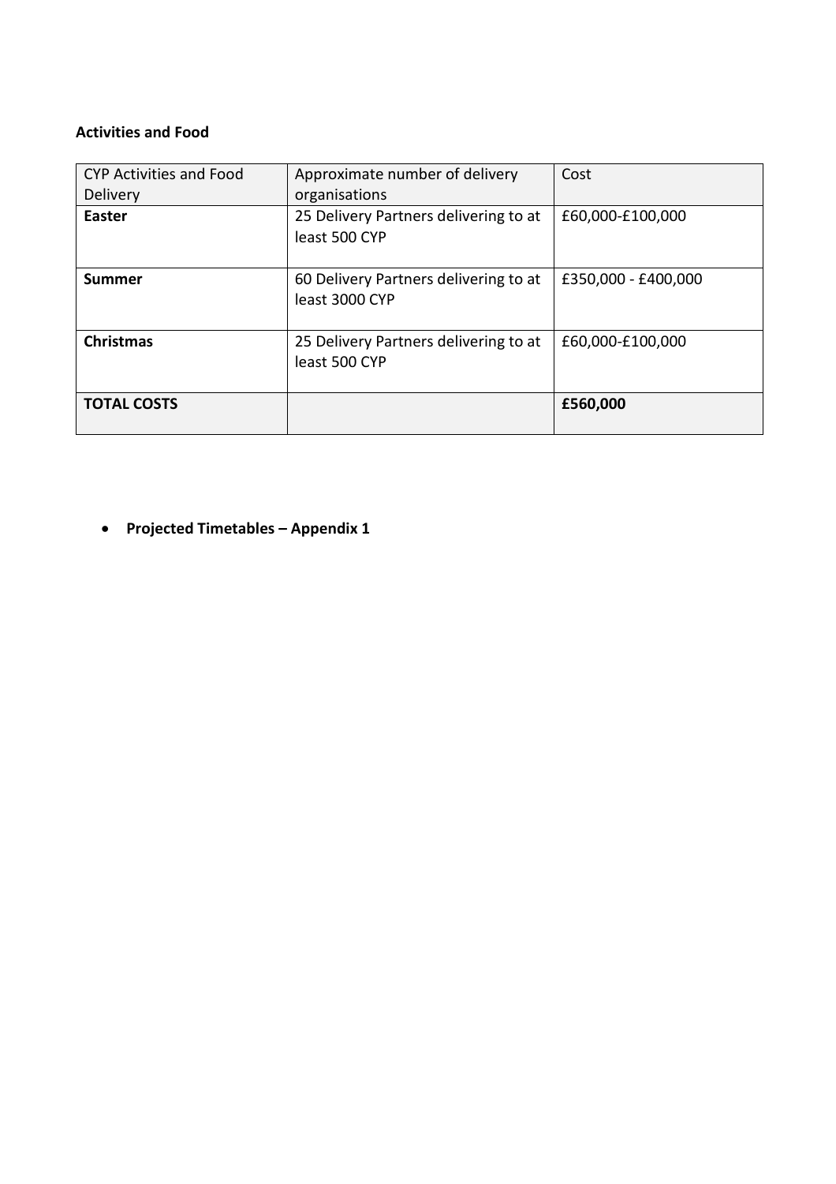**Activities and Food**

| CYP Activities and Food Delivery | Approximate number of delivery organisations | Cost |
|---|---|---|
| **Easter** | 25 Delivery Partners delivering to at least 500 CYP | £60,000-£100,000 |
| **Summer** | 60 Delivery Partners delivering to at least 3000 CYP | £350,000 - £400,000 |
| **Christmas** | 25 Delivery Partners delivering to at least 500 CYP | £60,000-£100,000 |
| **TOTAL COSTS** | | **£560,000** |

- **Projected Timetables – Appendix 1**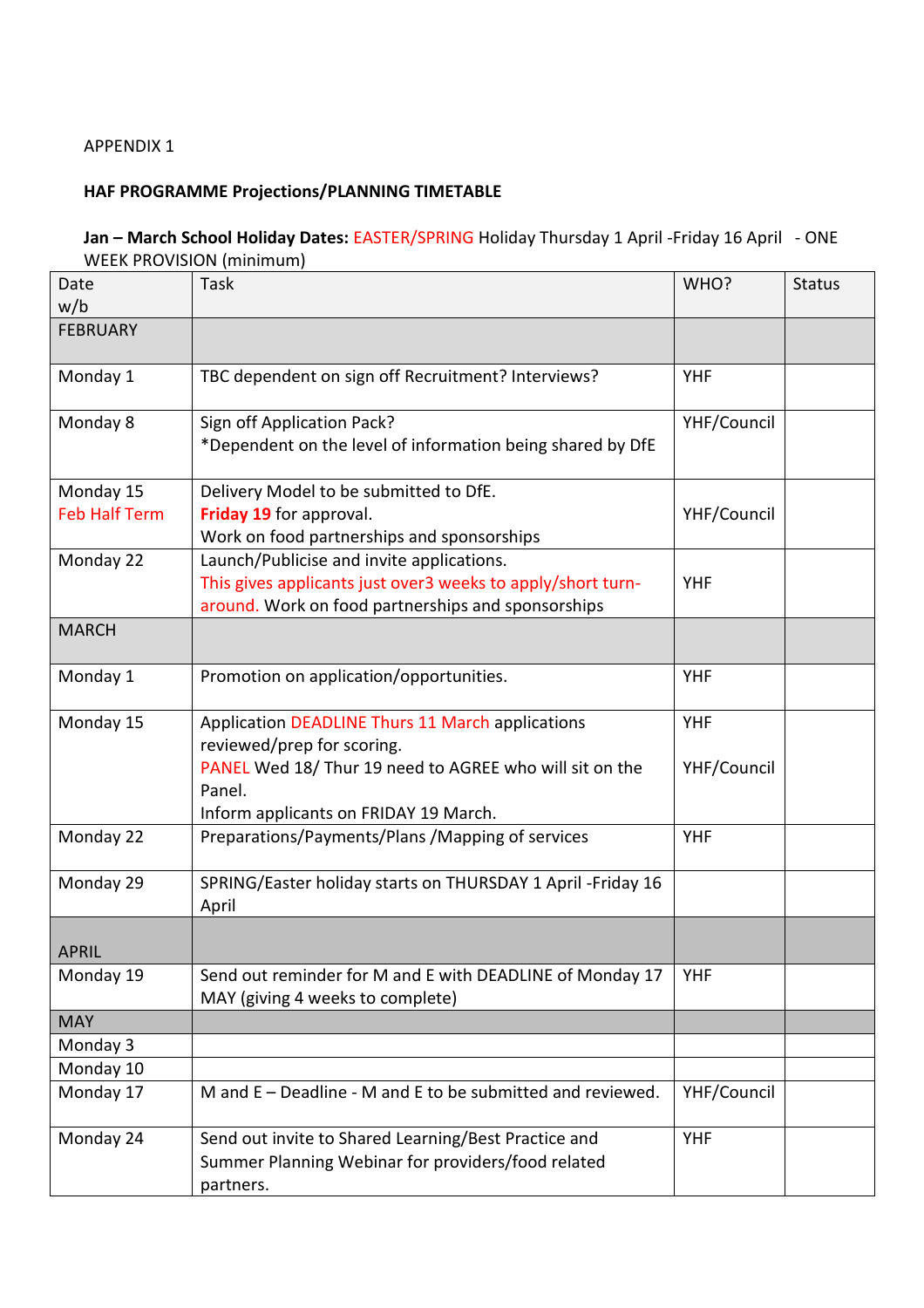APPENDIX 1

**HAF PROGRAMME Projections/PLANNING TIMETABLE**

**Jan – March School Holiday Dates:** EASTER/SPRING Holiday Thursday 1 April -Friday 16 April - ONE WEEK PROVISION (minimum)

| Date w/b | Task | WHO? | Status |
|---|---|---|---|
| FEBRUARY | | | |
| Monday 1 | TBC dependent on sign off Recruitment? Interviews? | YHF | |
| Monday 8 | Sign off Application Pack?<br>*Dependent on the level of information being shared by DfE | YHF/Council | |
| Monday 15<br>Feb Half Term | Delivery Model to be submitted to DfE.<br>**Friday 19** for approval.<br>Work on food partnerships and sponsorships | YHF/Council | |
| Monday 22 | Launch/Publicise and invite applications.<br>This gives applicants just over3 weeks to apply/short turn-around. Work on food partnerships and sponsorships | YHF | |
| MARCH | | | |
| Monday 1 | Promotion on application/opportunities. | YHF | |
| Monday 15 | Application DEADLINE Thurs 11 March applications reviewed/prep for scoring.<br>PANEL Wed 18/ Thur 19 need to AGREE who will sit on the Panel.<br>Inform applicants on FRIDAY 19 March. | YHF<br><br>YHF/Council | |
| Monday 22 | Preparations/Payments/Plans /Mapping of services | YHF | |
| Monday 29 | SPRING/Easter holiday starts on THURSDAY 1 April -Friday 16 April | | |
| APRIL | | | |
| Monday 19 | Send out reminder for M and E with DEADLINE of Monday 17 MAY (giving 4 weeks to complete) | YHF | |
| MAY | | | |
| Monday 3 | | | |
| Monday 10 | | | |
| Monday 17 | M and E – Deadline - M and E to be submitted and reviewed. | YHF/Council | |
| Monday 24 | Send out invite to Shared Learning/Best Practice and Summer Planning Webinar for providers/food related partners. | YHF | |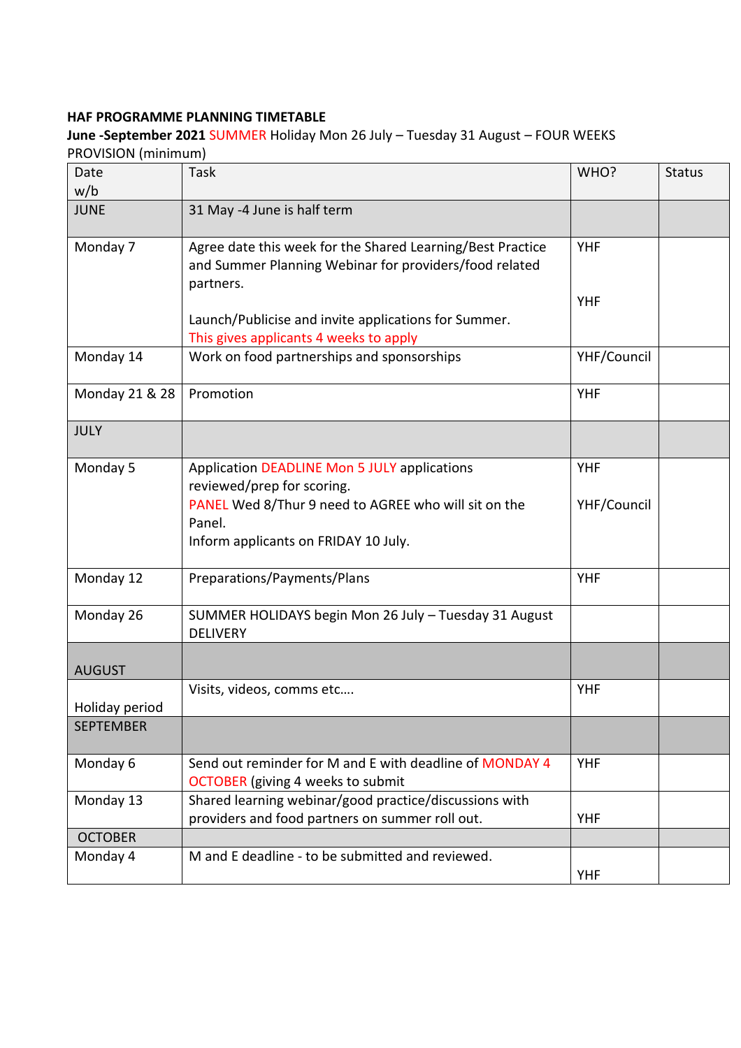**HAF PROGRAMME PLANNING TIMETABLE**

**June -September 2021** SUMMER Holiday Mon 26 July – Tuesday 31 August – FOUR WEEKS PROVISION (minimum)

| Date w/b | Task | WHO? | Status |
|---|---|---|---|
| JUNE | 31 May -4 June is half term | | |
| Monday 7 | Agree date this week for the Shared Learning/Best Practice and Summer Planning Webinar for providers/food related partners.<br><br>Launch/Publicise and invite applications for Summer. This gives applicants 4 weeks to apply | YHF<br><br>YHF | |
| Monday 14 | Work on food partnerships and sponsorships | YHF/Council | |
| Monday 21 & 28 | Promotion | YHF | |
| JULY | | | |
| Monday 5 | Application DEADLINE Mon 5 JULY applications reviewed/prep for scoring.<br>PANEL Wed 8/Thur 9 need to AGREE who will sit on the Panel.<br>Inform applicants on FRIDAY 10 July. | YHF<br><br>YHF/Council | |
| Monday 12 | Preparations/Payments/Plans | YHF | |
| Monday 26 | SUMMER HOLIDAYS begin Mon 26 July – Tuesday 31 August DELIVERY | | |
| AUGUST | | | |
| Holiday period | Visits, videos, comms etc…. | YHF | |
| SEPTEMBER | | | |
| Monday 6 | Send out reminder for M and E with deadline of MONDAY 4 OCTOBER (giving 4 weeks to submit | YHF | |
| Monday 13 | Shared learning webinar/good practice/discussions with providers and food partners on summer roll out. | YHF | |
| OCTOBER | | | |
| Monday 4 | M and E deadline - to be submitted and reviewed. | YHF | |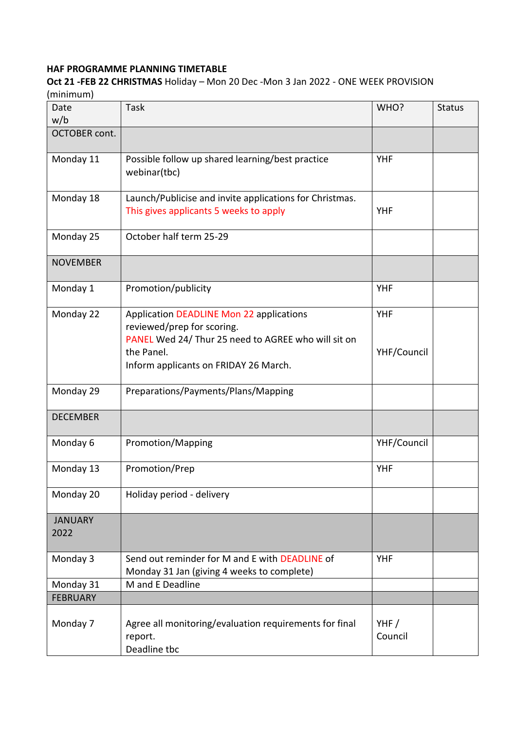**HAF PROGRAMME PLANNING TIMETABLE**

**Oct 21 -FEB 22 CHRISTMAS** Holiday – Mon 20 Dec -Mon 3 Jan 2022 - ONE WEEK PROVISION (minimum)

| Date w/b | Task | WHO? | Status |
|---|---|---|---|
| OCTOBER cont. | | | |
| Monday 11 | Possible follow up shared learning/best practice webinar(tbc) | YHF | |
| Monday 18 | Launch/Publicise and invite applications for Christmas. This gives applicants 5 weeks to apply | YHF | |
| Monday 25 | October half term 25-29 | | |
| NOVEMBER | | | |
| Monday 1 | Promotion/publicity | YHF | |
| Monday 22 | Application DEADLINE Mon 22 applications reviewed/prep for scoring.<br>PANEL Wed 24/ Thur 25 need to AGREE who will sit on the Panel.<br>Inform applicants on FRIDAY 26 March. | YHF<br><br>YHF/Council | |
| Monday 29 | Preparations/Payments/Plans/Mapping | | |
| DECEMBER | | | |
| Monday 6 | Promotion/Mapping | YHF/Council | |
| Monday 13 | Promotion/Prep | YHF | |
| Monday 20 | Holiday period - delivery | | |
| JANUARY 2022 | | | |
| Monday 3 | Send out reminder for M and E with DEADLINE of Monday 31 Jan (giving 4 weeks to complete) | YHF | |
| Monday 31 | M and E Deadline | | |
| FEBRUARY | | | |
| Monday 7 | Agree all monitoring/evaluation requirements for final report.<br>Deadline tbc | YHF / Council | |